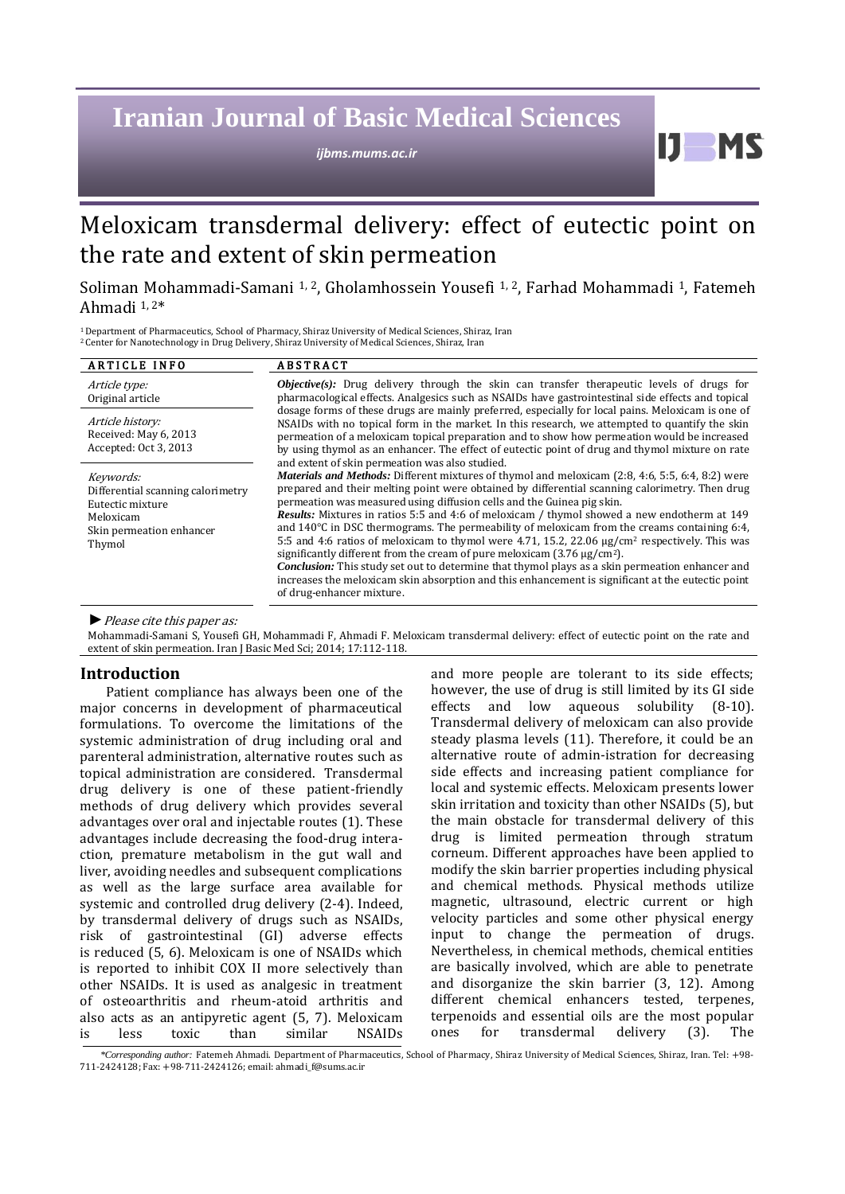# Meloxicam transdermal delivery: effect of eutectic point on the rate and extent of skin permeation

Soliman Mohammadi-Samani [1, 2], Gholamhossein Yousefi [1, 2], Farhad Mohammadi [1], Fatemeh Ahmadi [1, 2]*

[1] Department of Pharmaceutics, School of Pharmacy, Shiraz University of Medical Sciences, Shiraz, Iran
[2] Center for Nanotechnology in Drug Delivery, Shiraz University of Medical Sciences, Shiraz, Iran

**ARTICLE INFO**

*Article type:*
Original article

*Article history:*
Received: May 6, 2013
Accepted: Oct 3, 2013

*Keywords:*
Differential scanning calorimetry
Eutectic mixture
Meloxicam
Skin permeation enhancer
Thymol

**ABSTRACT**

***Objective(s):*** Drug delivery through the skin can transfer therapeutic levels of drugs for pharmacological effects. Analgesics such as NSAIDs have gastrointestinal side effects and topical dosage forms of these drugs are mainly preferred, especially for local pains. Meloxicam is one of NSAIDs with no topical form in the market. In this research, we attempted to quantify the skin permeation of a meloxicam topical preparation and to show how permeation would be increased by using thymol as an enhancer. The effect of eutectic point of drug and thymol mixture on rate and extent of skin permeation was also studied.

***Materials and Methods:*** Different mixtures of thymol and meloxicam (2:8, 4:6, 5:5, 6:4, 8:2) were prepared and their melting point were obtained by differential scanning calorimetry. Then drug permeation was measured using diffusion cells and the Guinea pig skin.

***Results:*** Mixtures in ratios 5:5 and 4:6 of meloxicam / thymol showed a new endotherm at 149 and 140°C in DSC thermograms. The permeability of meloxicam from the creams containing 6:4, 5:5 and 4:6 ratios of meloxicam to thymol were 4.71, 15.2, 22.06 μg/cm$^2$ respectively. This was significantly different from the cream of pure meloxicam (3.76 μg/cm$^2$).

***Conclusion:*** This study set out to determine that thymol plays as a skin permeation enhancer and increases the meloxicam skin absorption and this enhancement is significant at the eutectic point of drug-enhancer mixture.

► *Please cite this paper as:*

Mohammadi-Samani S, Yousefi GH, Mohammadi F, Ahmadi F. Meloxicam transdermal delivery: effect of eutectic point on the rate and extent of skin permeation. Iran J Basic Med Sci; 2014; 17:112-118.

## Introduction

Patient compliance has always been one of the major concerns in development of pharmaceutical formulations. To overcome the limitations of the systemic administration of drug including oral and parenteral administration, alternative routes such as topical administration are considered. Transdermal drug delivery is one of these patient-friendly methods of drug delivery which provides several advantages over oral and injectable routes (1). These advantages include decreasing the food-drug interaction, premature metabolism in the gut wall and liver, avoiding needles and subsequent complications as well as the large surface area available for systemic and controlled drug delivery (2-4). Indeed, by transdermal delivery of drugs such as NSAIDs, risk of gastrointestinal (GI) adverse effects is reduced (5, 6). Meloxicam is one of NSAIDs which is reported to inhibit COX II more selectively than other NSAIDs. It is used as analgesic in treatment of osteoarthritis and rheum-atoid arthritis and also acts as an antipyretic agent (5, 7). Meloxicam is less toxic than similar NSAIDs and more people are tolerant to its side effects; however, the use of drug is still limited by its GI side effects and low aqueous solubility (8-10). Transdermal delivery of meloxicam can also provide steady plasma levels (11). Therefore, it could be an alternative route of admin-istration for decreasing side effects and increasing patient compliance for local and systemic effects. Meloxicam presents lower skin irritation and toxicity than other NSAIDs (5), but the main obstacle for transdermal delivery of this drug is limited permeation through stratum corneum. Different approaches have been applied to modify the skin barrier properties including physical and chemical methods. Physical methods utilize magnetic, ultrasound, electric current or high velocity particles and some other physical energy input to change the permeation of drugs. Nevertheless, in chemical methods, chemical entities are basically involved, which are able to penetrate and disorganize the skin barrier (3, 12). Among different chemical enhancers tested, terpenes, terpenoids and essential oils are the most popular ones for transdermal delivery (3). The

*\*Corresponding author:* Fatemeh Ahmadi. Department of Pharmaceutics, School of Pharmacy, Shiraz University of Medical Sciences, Shiraz, Iran. Tel: +98-711-2424128; Fax: +98-711-2424126; email: ahmadi_f@sums.ac.ir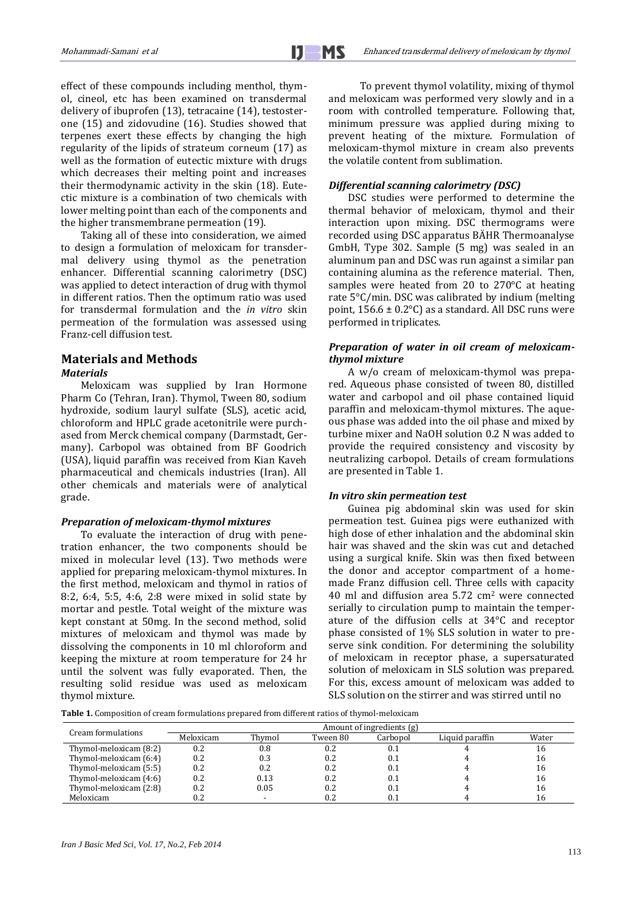effect of these compounds including menthol, thymol, cineol, etc has been examined on transdermal delivery of ibuprofen (13), tetracaine (14), testosterone (15) and zidovudine (16). Studies showed that terpenes exert these effects by changing the high regularity of the lipids of strateum corneum (17) as well as the formation of eutectic mixture with drugs which decreases their melting point and increases their thermodynamic activity in the skin (18). Eutectic mixture is a combination of two chemicals with lower melting point than each of the components and the higher transmembrane permeation (19).

Taking all of these into consideration, we aimed to design a formulation of meloxicam for transdermal delivery using thymol as the penetration enhancer. Differential scanning calorimetry (DSC) was applied to detect interaction of drug with thymol in different ratios. Then the optimum ratio was used for transdermal formulation and the *in vitro* skin permeation of the formulation was assessed using Franz-cell diffusion test.

## Materials and Methods

### Materials

Meloxicam was supplied by Iran Hormone Pharm Co (Tehran, Iran). Thymol, Tween 80, sodium hydroxide, sodium lauryl sulfate (SLS), acetic acid, chloroform and HPLC grade acetonitrile were purchased from Merck chemical company (Darmstadt, Germany). Carbopol was obtained from BF Goodrich (USA), liquid paraffin was received from Kian Kaveh pharmaceutical and chemicals industries (Iran). All other chemicals and materials were of analytical grade.

### *Preparation of meloxicam-thymol mixtures*

To evaluate the interaction of drug with penetration enhancer, the two components should be mixed in molecular level (13). Two methods were applied for preparing meloxicam-thymol mixtures. In the first method, meloxicam and thymol in ratios of 8:2, 6:4, 5:5, 4:6, 2:8 were mixed in solid state by mortar and pestle. Total weight of the mixture was kept constant at 50mg. In the second method, solid mixtures of meloxicam and thymol was made by dissolving the components in 10 ml chloroform and keeping the mixture at room temperature for 24 hr until the solvent was fully evaporated. Then, the resulting solid residue was used as meloxicam thymol mixture.

To prevent thymol volatility, mixing of thymol and meloxicam was performed very slowly and in a room with controlled temperature. Following that, minimum pressure was applied during mixing to prevent heating of the mixture. Formulation of meloxicam-thymol mixture in cream also prevents the volatile content from sublimation.

### *Differential scanning calorimetry (DSC)*

DSC studies were performed to determine the thermal behavior of meloxicam, thymol and their interaction upon mixing. DSC thermograms were recorded using DSC apparatus BÄHR Thermoanalyse GmbH, Type 302. Sample (5 mg) was sealed in an aluminum pan and DSC was run against a similar pan containing alumina as the reference material. Then, samples were heated from 20 to 270°C at heating rate 5°C/min. DSC was calibrated by indium (melting point, 156.6 ± 0.2°C) as a standard. All DSC runs were performed in triplicates.

### *Preparation of water in oil cream of meloxicam-thymol mixture*

A w/o cream of meloxicam-thymol was prepared. Aqueous phase consisted of tween 80, distilled water and carbopol and oil phase contained liquid paraffin and meloxicam-thymol mixtures. The aqueous phase was added into the oil phase and mixed by turbine mixer and NaOH solution 0.2 N was added to provide the required consistency and viscosity by neutralizing carbopol. Details of cream formulations are presented in Table 1.

### *In vitro skin permeation test*

Guinea pig abdominal skin was used for skin permeation test. Guinea pigs were euthanized with high dose of ether inhalation and the abdominal skin hair was shaved and the skin was cut and detached using a surgical knife. Skin was then fixed between the donor and acceptor compartment of a home-made Franz diffusion cell. Three cells with capacity 40 ml and diffusion area 5.72 $cm^2$ were connected serially to circulation pump to maintain the temperature of the diffusion cells at 34°C and receptor phase consisted of 1% SLS solution in water to preserve sink condition. For determining the solubility of meloxicam in receptor phase, a supersaturated solution of meloxicam in SLS solution was prepared. For this, excess amount of meloxicam was added to SLS solution on the stirrer and was stirred until no

**Table 1.** Composition of cream formulations prepared from different ratios of thymol-meloxicam

| Cream formulations | Amount of ingredients (g) | | | | | |
|---|---|---|---|---|---|---|
| | Meloxicam | Thymol | Tween 80 | Carbopol | Liquid paraffin | Water |
| Thymol-meloxicam (8:2) | 0.2 | 0.8 | 0.2 | 0.1 | 4 | 16 |
| Thymol-meloxicam (6:4) | 0.2 | 0.3 | 0.2 | 0.1 | 4 | 16 |
| Thymol-meloxicam (5:5) | 0.2 | 0.2 | 0.2 | 0.1 | 4 | 16 |
| Thymol-meloxicam (4:6) | 0.2 | 0.13 | 0.2 | 0.1 | 4 | 16 |
| Thymol-meloxicam (2:8) | 0.2 | 0.05 | 0.2 | 0.1 | 4 | 16 |
| Meloxicam | 0.2 | - | 0.2 | 0.1 | 4 | 16 |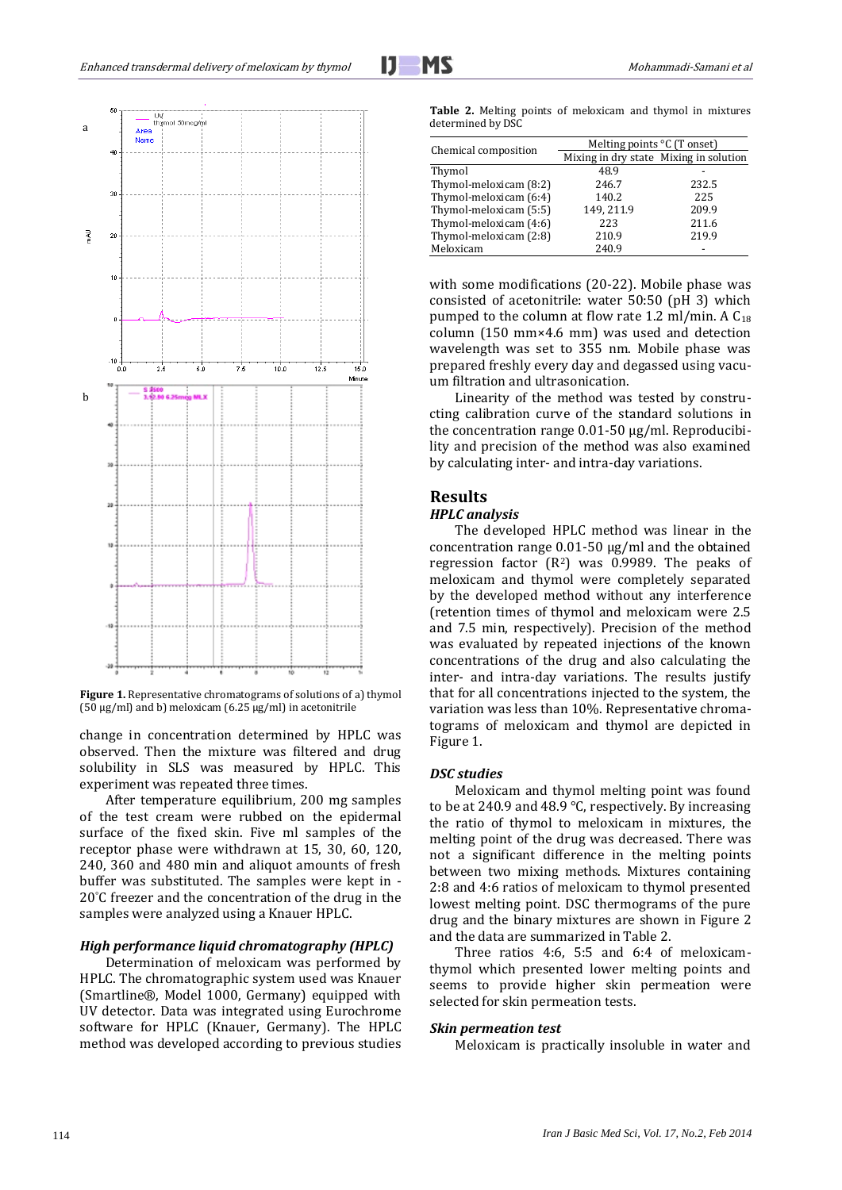Figure 1. Representative chromatograms of solutions of a) thymol (50 µg/ml) and b) meloxicam (6.25 µg/ml) in acetonitrile

change in concentration determined by HPLC was observed. Then the mixture was filtered and drug solubility in SLS was measured by HPLC. This experiment was repeated three times.

After temperature equilibrium, 200 mg samples of the test cream were rubbed on the epidermal surface of the fixed skin. Five ml samples of the receptor phase were withdrawn at 15, 30, 60, 120, 240, 360 and 480 min and aliquot amounts of fresh buffer was substituted. The samples were kept in -20°C freezer and the concentration of the drug in the samples were analyzed using a Knauer HPLC.

### *High performance liquid chromatography (HPLC)*

Determination of meloxicam was performed by HPLC. The chromatographic system used was Knauer (Smartline®, Model 1000, Germany) equipped with UV detector. Data was integrated using Eurochrome software for HPLC (Knauer, Germany). The HPLC method was developed according to previous studies with some modifications (20-22). Mobile phase was consisted of acetonitrile: water 50:50 (pH 3) which pumped to the column at flow rate 1.2 ml/min. A $C_{18}$ column (150 mm×4.6 mm) was used and detection wavelength was set to 355 nm. Mobile phase was prepared freshly every day and degassed using vacuum filtration and ultrasonication.

Linearity of the method was tested by constructing calibration curve of the standard solutions in the concentration range 0.01-50 µg/ml. Reproducibility and precision of the method was also examined by calculating inter- and intra-day variations.

**Table 2.** Melting points of meloxicam and thymol in mixtures determined by DSC

| Chemical composition | Melting points °C (T onset) | |
|---|---|---|
| | Mixing in dry state | Mixing in solution |
| Thymol | 48.9 | - |
| Thymol-meloxicam (8:2) | 246.7 | 232.5 |
| Thymol-meloxicam (6:4) | 140.2 | 225 |
| Thymol-meloxicam (5:5) | 149, 211.9 | 209.9 |
| Thymol-meloxicam (4:6) | 223 | 211.6 |
| Thymol-meloxicam (2:8) | 210.9 | 219.9 |
| Meloxicam | 240.9 | - |

## Results

### *HPLC analysis*

The developed HPLC method was linear in the concentration range 0.01-50 µg/ml and the obtained regression factor ($R^2$) was 0.9989. The peaks of meloxicam and thymol were completely separated by the developed method without any interference (retention times of thymol and meloxicam were 2.5 and 7.5 min, respectively). Precision of the method was evaluated by repeated injections of the known concentrations of the drug and also calculating the inter- and intra-day variations. The results justify that for all concentrations injected to the system, the variation was less than 10%. Representative chromatograms of meloxicam and thymol are depicted in Figure 1.

### *DSC studies*

Meloxicam and thymol melting point was found to be at 240.9 and 48.9 °C, respectively. By increasing the ratio of thymol to meloxicam in mixtures, the melting point of the drug was decreased. There was not a significant difference in the melting points between two mixing methods. Mixtures containing 2:8 and 4:6 ratios of meloxicam to thymol presented lowest melting point. DSC thermograms of the pure drug and the binary mixtures are shown in Figure 2 and the data are summarized in Table 2.

Three ratios 4:6, 5:5 and 6:4 of meloxicam-thymol which presented lower melting points and seems to provide higher skin permeation were selected for skin permeation tests.

### *Skin permeation test*

Meloxicam is practically insoluble in water and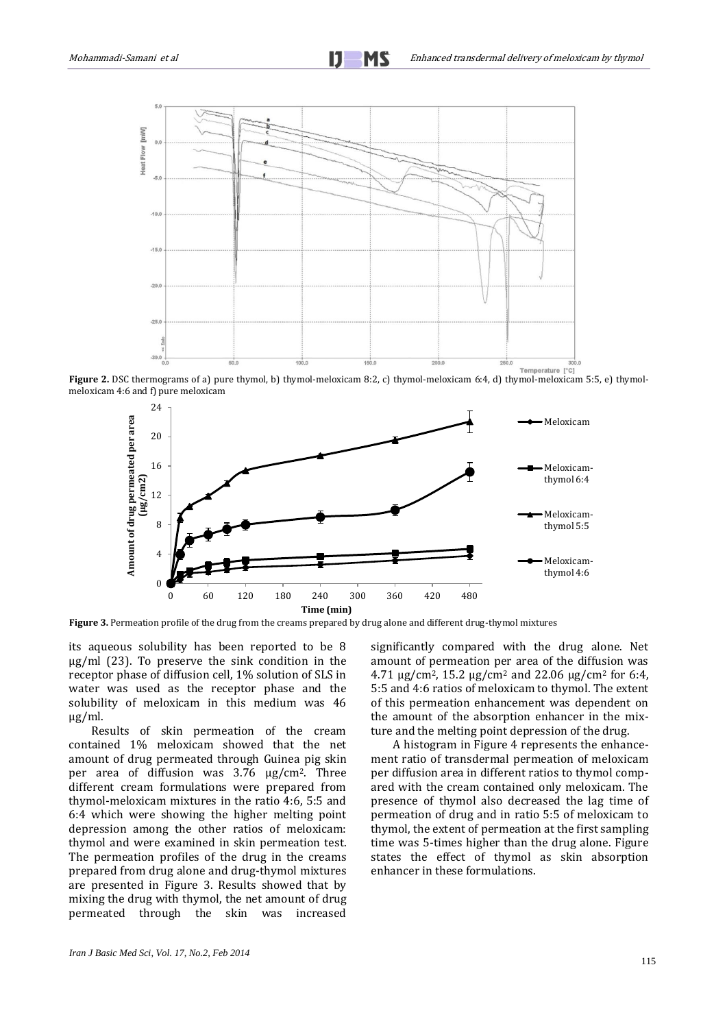**Figure 2.** DSC thermograms of a) pure thymol, b) thymol-meloxicam 8:2, c) thymol-meloxicam 6:4, d) thymol-meloxicam 5:5, e) thymol-meloxicam 4:6 and f) pure meloxicam

**Figure 3.** Permeation profile of the drug from the creams prepared by drug alone and different drug-thymol mixtures

its aqueous solubility has been reported to be 8 µg/ml (23). To preserve the sink condition in the receptor phase of diffusion cell, 1% solution of SLS in water was used as the receptor phase and the solubility of meloxicam in this medium was 46 µg/ml.

Results of skin permeation of the cream contained 1% meloxicam showed that the net amount of drug permeated through Guinea pig skin per area of diffusion was 3.76 µg/cm². Three different cream formulations were prepared from thymol-meloxicam mixtures in the ratio 4:6, 5:5 and 6:4 which were showing the higher melting point depression among the other ratios of meloxicam: thymol and were examined in skin permeation test. The permeation profiles of the drug in the creams prepared from drug alone and drug-thymol mixtures are presented in Figure 3. Results showed that by mixing the drug with thymol, the net amount of drug permeated through the skin was increased significantly compared with the drug alone. Net amount of permeation per area of the diffusion was 4.71 µg/cm², 15.2 µg/cm² and 22.06 µg/cm² for 6:4, 5:5 and 4:6 ratios of meloxicam to thymol. The extent of this permeation enhancement was dependent on the amount of the absorption enhancer in the mixture and the melting point depression of the drug.

A histogram in Figure 4 represents the enhancement ratio of transdermal permeation of meloxicam per diffusion area in different ratios to thymol compared with the cream contained only meloxicam. The presence of thymol also decreased the lag time of permeation of drug and in ratio 5:5 of meloxicam to thymol, the extent of permeation at the first sampling time was 5-times higher than the drug alone. Figure states the effect of thymol as skin absorption enhancer in these formulations.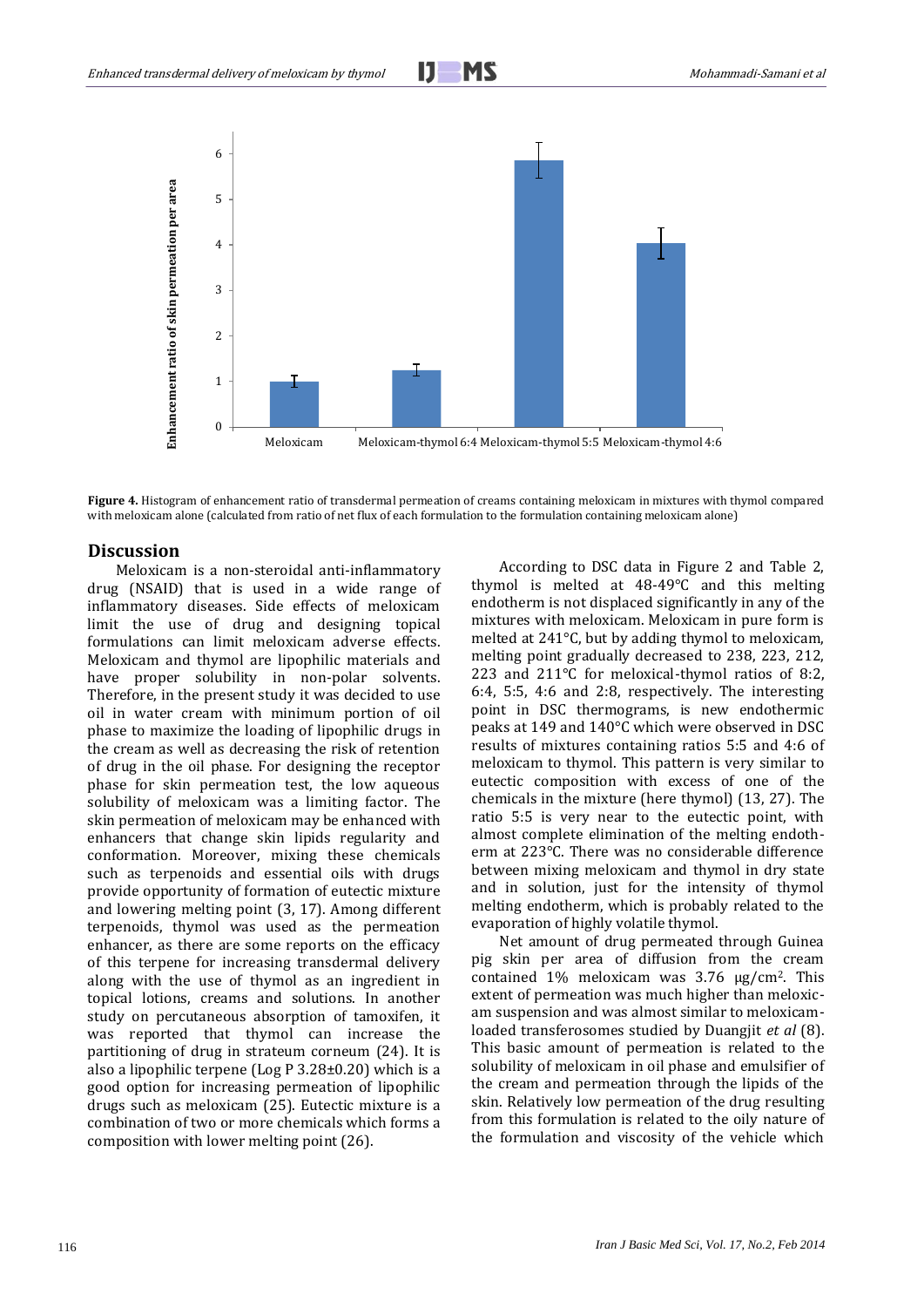**Figure 4.** Histogram of enhancement ratio of transdermal permeation of creams containing meloxicam in mixtures with thymol compared with meloxicam alone (calculated from ratio of net flux of each formulation to the formulation containing meloxicam alone)

## Discussion

Meloxicam is a non-steroidal anti-inflammatory drug (NSAID) that is used in a wide range of inflammatory diseases. Side effects of meloxicam limit the use of drug and designing topical formulations can limit meloxicam adverse effects. Meloxicam and thymol are lipophilic materials and have proper solubility in non-polar solvents. Therefore, in the present study it was decided to use oil in water cream with minimum portion of oil phase to maximize the loading of lipophilic drugs in the cream as well as decreasing the risk of retention of drug in the oil phase. For designing the receptor phase for skin permeation test, the low aqueous solubility of meloxicam was a limiting factor. The skin permeation of meloxicam may be enhanced with enhancers that change skin lipids regularity and conformation. Moreover, mixing these chemicals such as terpenoids and essential oils with drugs provide opportunity of formation of eutectic mixture and lowering melting point (3, 17). Among different terpenoids, thymol was used as the permeation enhancer, as there are some reports on the efficacy of this terpene for increasing transdermal delivery along with the use of thymol as an ingredient in topical lotions, creams and solutions. In another study on percutaneous absorption of tamoxifen, it was reported that thymol can increase the partitioning of drug in strateum corneum (24). It is also a lipophilic terpene (Log P 3.28±0.20) which is a good option for increasing permeation of lipophilic drugs such as meloxicam (25). Eutectic mixture is a combination of two or more chemicals which forms a composition with lower melting point (26).

According to DSC data in Figure 2 and Table 2, thymol is melted at 48-49°C and this melting endotherm is not displaced significantly in any of the mixtures with meloxicam. Meloxicam in pure form is melted at 241°C, but by adding thymol to meloxicam, melting point gradually decreased to 238, 223, 212, 223 and 211°C for meloxical-thymol ratios of 8:2, 6:4, 5:5, 4:6 and 2:8, respectively. The interesting point in DSC thermograms, is new endothermic peaks at 149 and 140°C which were observed in DSC results of mixtures containing ratios 5:5 and 4:6 of meloxicam to thymol. This pattern is very similar to eutectic composition with excess of one of the chemicals in the mixture (here thymol) (13, 27). The ratio 5:5 is very near to the eutectic point, with almost complete elimination of the melting endotherm at 223°C. There was no considerable difference between mixing meloxicam and thymol in dry state and in solution, just for the intensity of thymol melting endotherm, which is probably related to the evaporation of highly volatile thymol.

Net amount of drug permeated through Guinea pig skin per area of diffusion from the cream contained 1% meloxicam was 3.76 μg/cm$^2$. This extent of permeation was much higher than meloxicam suspension and was almost similar to meloxicam-loaded transferosomes studied by Duangjit *et al* (8). This basic amount of permeation is related to the solubility of meloxicam in oil phase and emulsifier of the cream and permeation through the lipids of the skin. Relatively low permeation of the drug resulting from this formulation is related to the oily nature of the formulation and viscosity of the vehicle which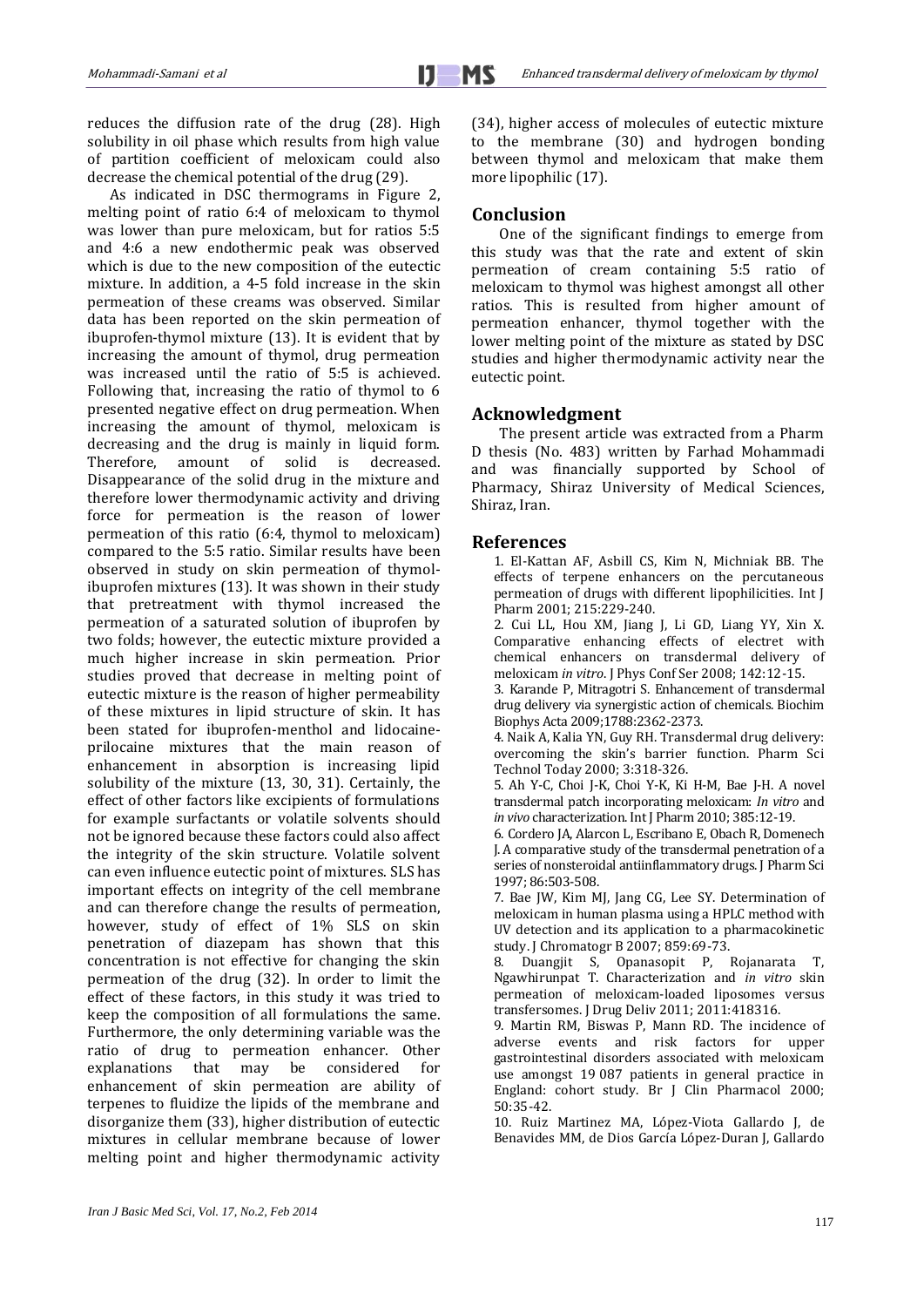reduces the diffusion rate of the drug (28). High solubility in oil phase which results from high value of partition coefficient of meloxicam could also decrease the chemical potential of the drug (29).

As indicated in DSC thermograms in Figure 2, melting point of ratio 6:4 of meloxicam to thymol was lower than pure meloxicam, but for ratios 5:5 and 4:6 a new endothermic peak was observed which is due to the new composition of the eutectic mixture. In addition, a 4-5 fold increase in the skin permeation of these creams was observed. Similar data has been reported on the skin permeation of ibuprofen-thymol mixture (13). It is evident that by increasing the amount of thymol, drug permeation was increased until the ratio of 5:5 is achieved. Following that, increasing the ratio of thymol to 6 presented negative effect on drug permeation. When increasing the amount of thymol, meloxicam is decreasing and the drug is mainly in liquid form. Therefore, amount of solid is decreased. Disappearance of the solid drug in the mixture and therefore lower thermodynamic activity and driving force for permeation is the reason of lower permeation of this ratio (6:4, thymol to meloxicam) compared to the 5:5 ratio. Similar results have been observed in study on skin permeation of thymol-ibuprofen mixtures (13). It was shown in their study that pretreatment with thymol increased the permeation of a saturated solution of ibuprofen by two folds; however, the eutectic mixture provided a much higher increase in skin permeation. Prior studies proved that decrease in melting point of eutectic mixture is the reason of higher permeability of these mixtures in lipid structure of skin. It has been stated for ibuprofen-menthol and lidocaine-prilocaine mixtures that the main reason of enhancement in absorption is increasing lipid solubility of the mixture (13, 30, 31). Certainly, the effect of other factors like excipients of formulations for example surfactants or volatile solvents should not be ignored because these factors could also affect the integrity of the skin structure. Volatile solvent can even influence eutectic point of mixtures. SLS has important effects on integrity of the cell membrane and can therefore change the results of permeation, however, study of effect of 1% SLS on skin penetration of diazepam has shown that this concentration is not effective for changing the skin permeation of the drug (32). In order to limit the effect of these factors, in this study it was tried to keep the composition of all formulations the same. Furthermore, the only determining variable was the ratio of drug to permeation enhancer. Other explanations that may be considered for enhancement of skin permeation are ability of terpenes to fluidize the lipids of the membrane and disorganize them (33), higher distribution of eutectic mixtures in cellular membrane because of lower melting point and higher thermodynamic activity (34), higher access of molecules of eutectic mixture to the membrane (30) and hydrogen bonding between thymol and meloxicam that make them more lipophilic (17).

## Conclusion

One of the significant findings to emerge from this study was that the rate and extent of skin permeation of cream containing 5:5 ratio of meloxicam to thymol was highest amongst all other ratios. This is resulted from higher amount of permeation enhancer, thymol together with the lower melting point of the mixture as stated by DSC studies and higher thermodynamic activity near the eutectic point.

## Acknowledgment

The present article was extracted from a Pharm D thesis (No. 483) written by Farhad Mohammadi and was financially supported by School of Pharmacy, Shiraz University of Medical Sciences, Shiraz, Iran.

## References

1. El-Kattan AF, Asbill CS, Kim N, Michniak BB. The effects of terpene enhancers on the percutaneous permeation of drugs with different lipophilicities. Int J Pharm 2001; 215:229-240.
2. Cui LL, Hou XM, Jiang J, Li GD, Liang YY, Xin X. Comparative enhancing effects of electret with chemical enhancers on transdermal delivery of meloxicam *in vitro*. J Phys Conf Ser 2008; 142:12-15.
3. Karande P, Mitragotri S. Enhancement of transdermal drug delivery via synergistic action of chemicals. Biochim Biophys Acta 2009;1788:2362-2373.
4. Naik A, Kalia YN, Guy RH. Transdermal drug delivery: overcoming the skin's barrier function. Pharm Sci Technol Today 2000; 3:318-326.
5. Ah Y-C, Choi J-K, Choi Y-K, Ki H-M, Bae J-H. A novel transdermal patch incorporating meloxicam: *In vitro* and *in vivo* characterization. Int J Pharm 2010; 385:12-19.
6. Cordero JA, Alarcon L, Escribano E, Obach R, Domenech J. A comparative study of the transdermal penetration of a series of nonsteroidal antiinflammatory drugs. J Pharm Sci 1997; 86:503-508.
7. Bae JW, Kim MJ, Jang CG, Lee SY. Determination of meloxicam in human plasma using a HPLC method with UV detection and its application to a pharmacokinetic study. J Chromatogr B 2007; 859:69-73.
8. Duangjit S, Opanasopit P, Rojanarata T, Ngawhirunpat T. Characterization and *in vitro* skin permeation of meloxicam-loaded liposomes versus transfersomes. J Drug Deliv 2011; 2011:418316.
9. Martin RM, Biswas P, Mann RD. The incidence of adverse events and risk factors for upper gastrointestinal disorders associated with meloxicam use amongst 19 087 patients in general practice in England: cohort study. Br J Clin Pharmacol 2000; 50:35-42.
10. Ruiz Martinez MA, López-Viota Gallardo J, de Benavides MM, de Dios García López-Duran J, Gallardo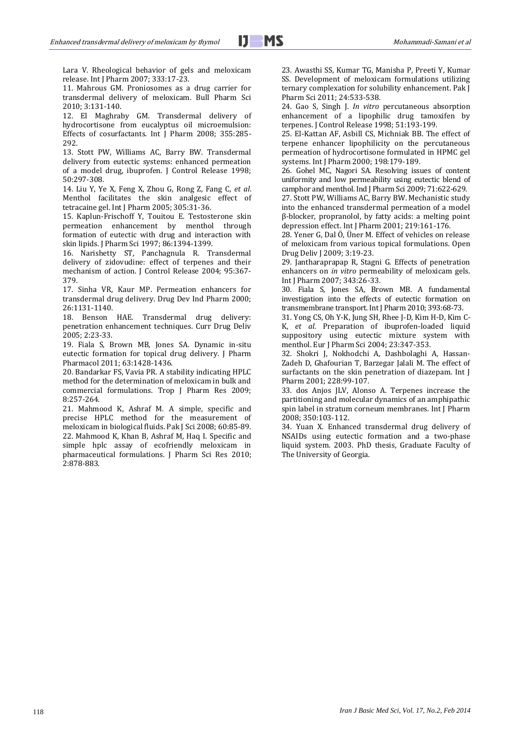Lara V. Rheological behavior of gels and meloxicam release. Int J Pharm 2007; 333:17-23.

11. Mahrous GM. Proniosomes as a drug carrier for transdermal delivery of meloxicam. Bull Pharm Sci 2010; 3:131-140.

12. El Maghraby GM. Transdermal delivery of hydrocortisone from eucalyptus oil microemulsion: Effects of cosurfactants. Int J Pharm 2008; 355:285-292.

13. Stott PW, Williams AC, Barry BW. Transdermal delivery from eutectic systems: enhanced permeation of a model drug, ibuprofen. J Control Release 1998; 50:297-308.

14. Liu Y, Ye X, Feng X, Zhou G, Rong Z, Fang C, *et al*. Menthol facilitates the skin analgesic effect of tetracaine gel. Int J Pharm 2005; 305:31-36.

15. Kaplun-Frischoff Y, Touitou E. Testosterone skin permeation enhancement by menthol through formation of eutectic with drug and interaction with skin lipids. J Pharm Sci 1997; 86:1394-1399.

16. Narishetty ST, Panchagnula R. Transdermal delivery of zidovudine: effect of terpenes and their mechanism of action. J Control Release 2004; 95:367-379.

17. Sinha VR, Kaur MP. Permeation enhancers for transdermal drug delivery. Drug Dev Ind Pharm 2000; 26:1131-1140.

18. Benson HAE. Transdermal drug delivery: penetration enhancement techniques. Curr Drug Deliv 2005; 2:23-33.

19. Fiala S, Brown MB, Jones SA. Dynamic in-situ eutectic formation for topical drug delivery. J Pharm Pharmacol 2011; 63:1428-1436.

20. Bandarkar FS, Vavia PR. A stability indicating HPLC method for the determination of meloxicam in bulk and commercial formulations. Trop J Pharm Res 2009; 8:257-264.

21. Mahmood K, Ashraf M. A simple, specific and precise HPLC method for the measurement of meloxicam in biological fluids. Pak J Sci 2008; 60:85-89.

22. Mahmood K, Khan B, Ashraf M, Haq I. Specific and simple hplc assay of ecofriendly meloxicam in pharmaceutical formulations. J Pharm Sci Res 2010; 2:878-883.

23. Awasthi SS, Kumar TG, Manisha P, Preeti Y, Kumar SS. Development of meloxicam formulations utilizing ternary complexation for solubility enhancement. Pak J Pharm Sci 2011; 24:533-538.

24. Gao S, Singh J. *In vitro* percutaneous absorption enhancement of a lipophilic drug tamoxifen by terpenes. J Control Release 1998; 51:193-199.

25. El-Kattan AF, Asbill CS, Michniak BB. The effect of terpene enhancer lipophilicity on the percutaneous permeation of hydrocortisone formulated in HPMC gel systems. Int J Pharm 2000; 198:179-189.

26. Gohel MC, Nagori SA. Resolving issues of content uniformity and low permeability using eutectic blend of camphor and menthol. Ind J Pharm Sci 2009; 71:622-629.

27. Stott PW, Williams AC, Barry BW. Mechanistic study into the enhanced transdermal permeation of a model β-blocker, propranolol, by fatty acids: a melting point depression effect. Int J Pharm 2001; 219:161-176.

28. Yener G, Dal Ö, Üner M. Effect of vehicles on release of meloxicam from various topical formulations. Open Drug Deliv J 2009; 3:19-23.

29. Jantharaprapap R, Stagni G. Effects of penetration enhancers on *in vitro* permeability of meloxicam gels. Int J Pharm 2007; 343:26-33.

30. Fiala S, Jones SA, Brown MB. A fundamental investigation into the effects of eutectic formation on transmembrane transport. Int J Pharm 2010; 393:68-73.

31. Yong CS, Oh Y-K, Jung SH, Rhee J-D, Kim H-D, Kim C-K, *et al*. Preparation of ibuprofen-loaded liquid suppository using eutectic mixture system with menthol. Eur J Pharm Sci 2004; 23:347-353.

32. Shokri J, Nokhodchi A, Dashbolaghi A, Hassan-Zadeh D, Ghafourian T, Barzegar Jalali M. The effect of surfactants on the skin penetration of diazepam. Int J Pharm 2001; 228:99-107.

33. dos Anjos JLV, Alonso A. Terpenes increase the partitioning and molecular dynamics of an amphipathic spin label in stratum corneum membranes. Int J Pharm 2008; 350:103-112.

34. Yuan X. Enhanced transdermal drug delivery of NSAIDs using eutectic formation and a two-phase liquid system. 2003. PhD thesis, Graduate Faculty of The University of Georgia.